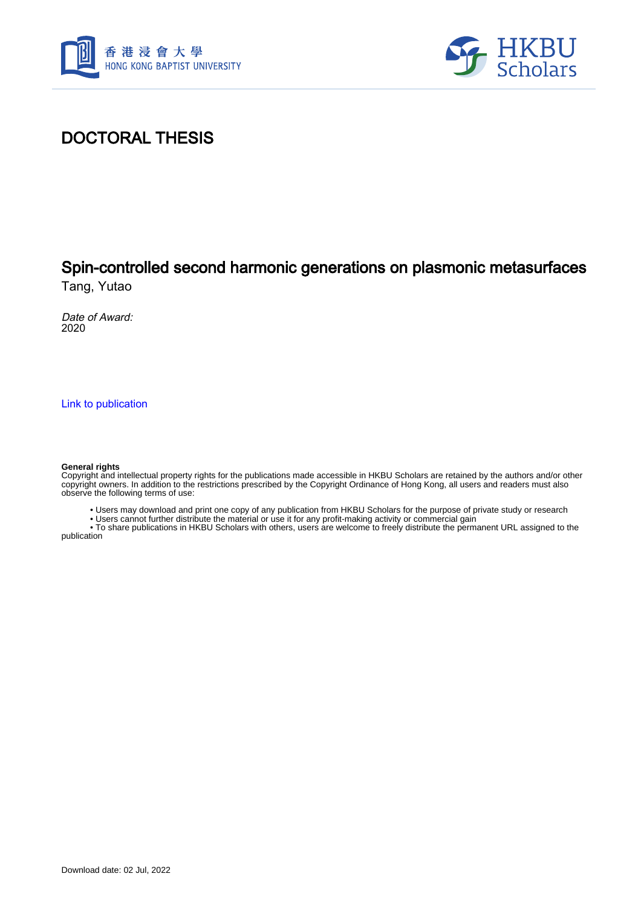# DOCTORAL THESIS

## Spin-controlled second harmonic generations on plasmonic metasurfaces

Tang, Yutao

*Date of Award:*
2020

Link to publication

**General rights**
Copyright and intellectual property rights for the publications made accessible in HKBU Scholars are retained by the authors and/or other copyright owners. In addition to the restrictions prescribed by the Copyright Ordinance of Hong Kong, all users and readers must also observe the following terms of use:

- Users may download and print one copy of any publication from HKBU Scholars for the purpose of private study or research
- Users cannot further distribute the material or use it for any profit-making activity or commercial gain
- To share publications in HKBU Scholars with others, users are welcome to freely distribute the permanent URL assigned to the publication

Download date: 02 Jul, 2022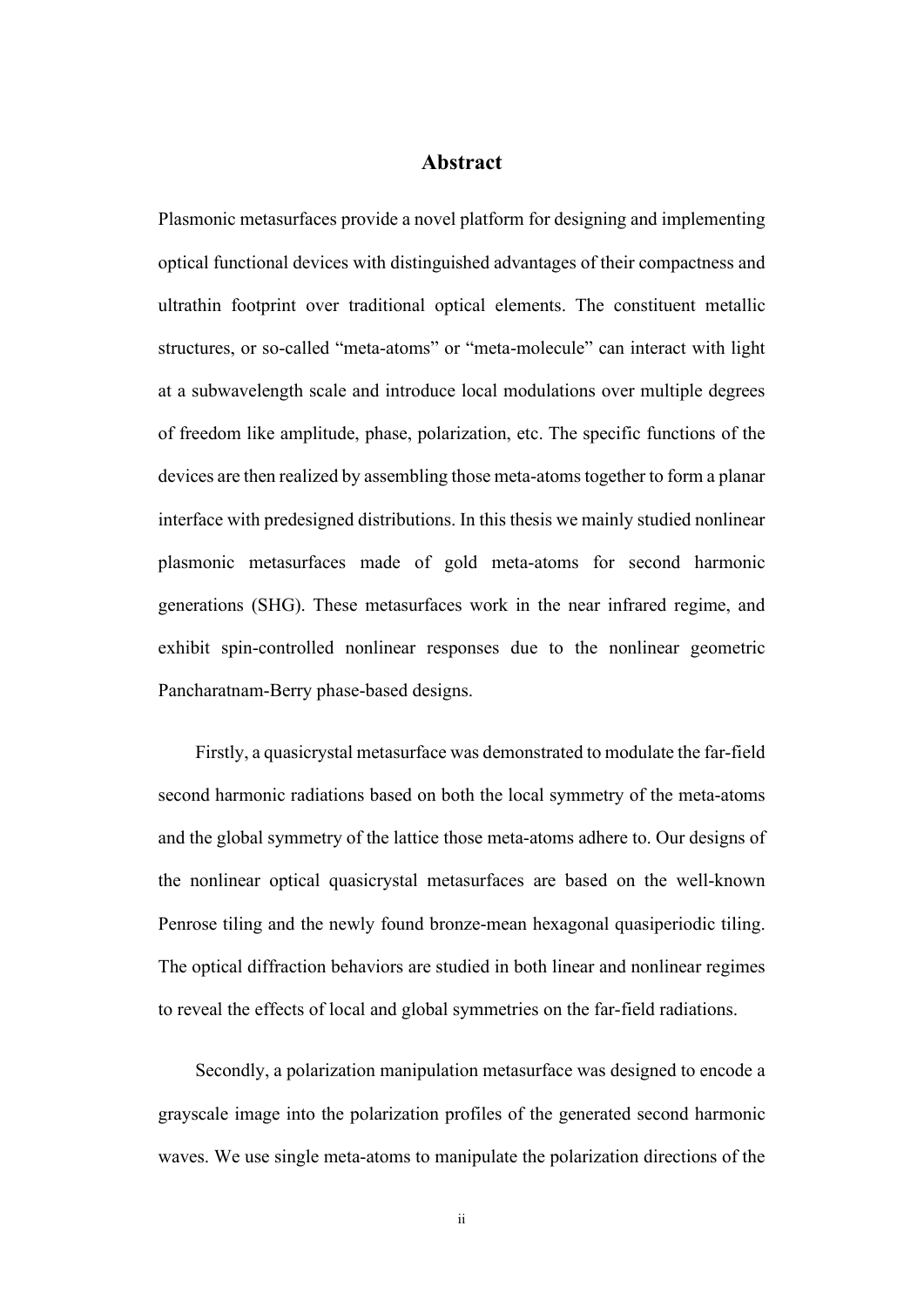# Abstract

Plasmonic metasurfaces provide a novel platform for designing and implementing optical functional devices with distinguished advantages of their compactness and ultrathin footprint over traditional optical elements. The constituent metallic structures, or so-called "meta-atoms" or "meta-molecule" can interact with light at a subwavelength scale and introduce local modulations over multiple degrees of freedom like amplitude, phase, polarization, etc. The specific functions of the devices are then realized by assembling those meta-atoms together to form a planar interface with predesigned distributions. In this thesis we mainly studied nonlinear plasmonic metasurfaces made of gold meta-atoms for second harmonic generations (SHG). These metasurfaces work in the near infrared regime, and exhibit spin-controlled nonlinear responses due to the nonlinear geometric Pancharatnam-Berry phase-based designs.

Firstly, a quasicrystal metasurface was demonstrated to modulate the far-field second harmonic radiations based on both the local symmetry of the meta-atoms and the global symmetry of the lattice those meta-atoms adhere to. Our designs of the nonlinear optical quasicrystal metasurfaces are based on the well-known Penrose tiling and the newly found bronze-mean hexagonal quasiperiodic tiling. The optical diffraction behaviors are studied in both linear and nonlinear regimes to reveal the effects of local and global symmetries on the far-field radiations.

Secondly, a polarization manipulation metasurface was designed to encode a grayscale image into the polarization profiles of the generated second harmonic waves. We use single meta-atoms to manipulate the polarization directions of the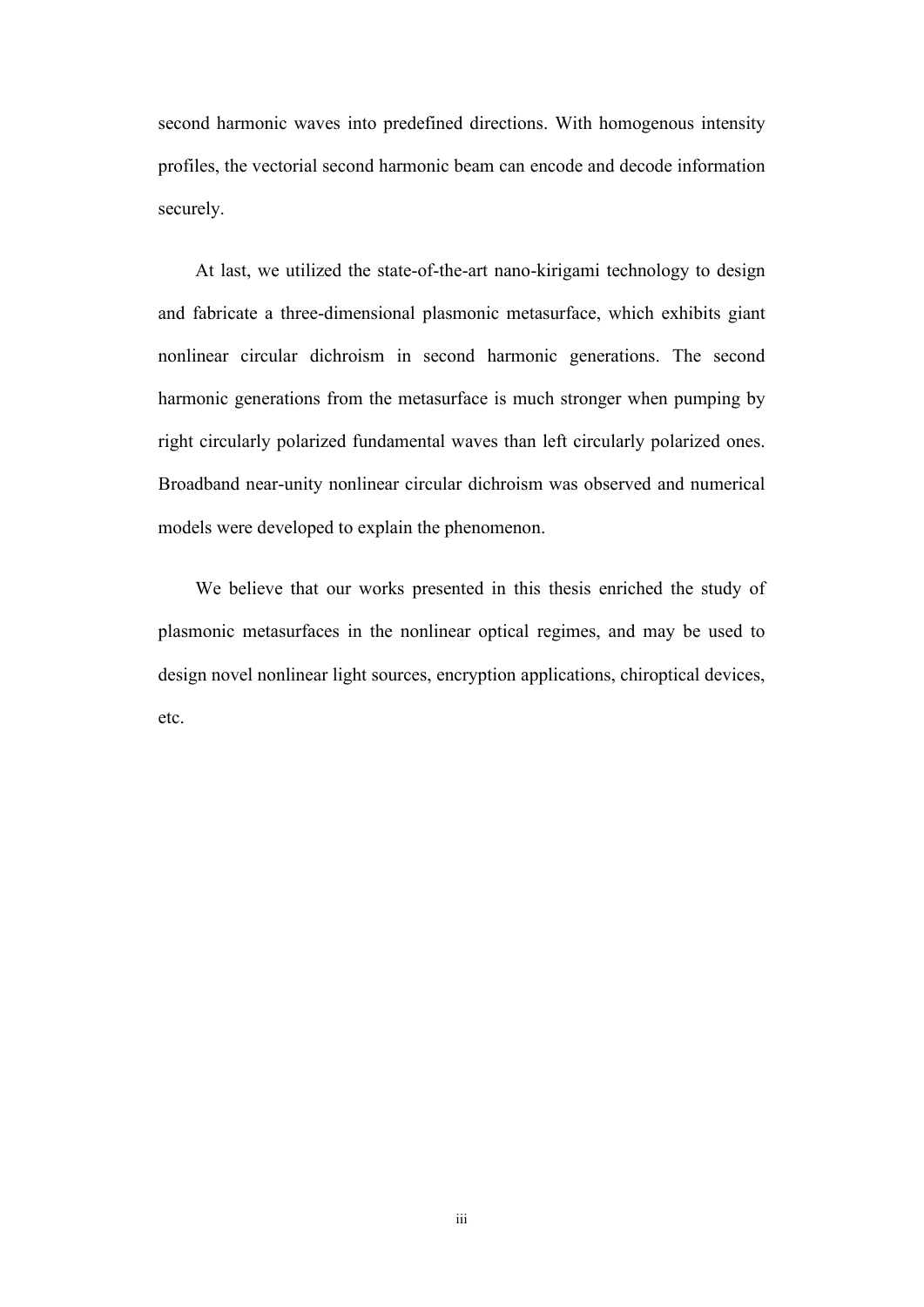second harmonic waves into predefined directions. With homogenous intensity profiles, the vectorial second harmonic beam can encode and decode information securely.

At last, we utilized the state-of-the-art nano-kirigami technology to design and fabricate a three-dimensional plasmonic metasurface, which exhibits giant nonlinear circular dichroism in second harmonic generations. The second harmonic generations from the metasurface is much stronger when pumping by right circularly polarized fundamental waves than left circularly polarized ones. Broadband near-unity nonlinear circular dichroism was observed and numerical models were developed to explain the phenomenon.

We believe that our works presented in this thesis enriched the study of plasmonic metasurfaces in the nonlinear optical regimes, and may be used to design novel nonlinear light sources, encryption applications, chiroptical devices, etc.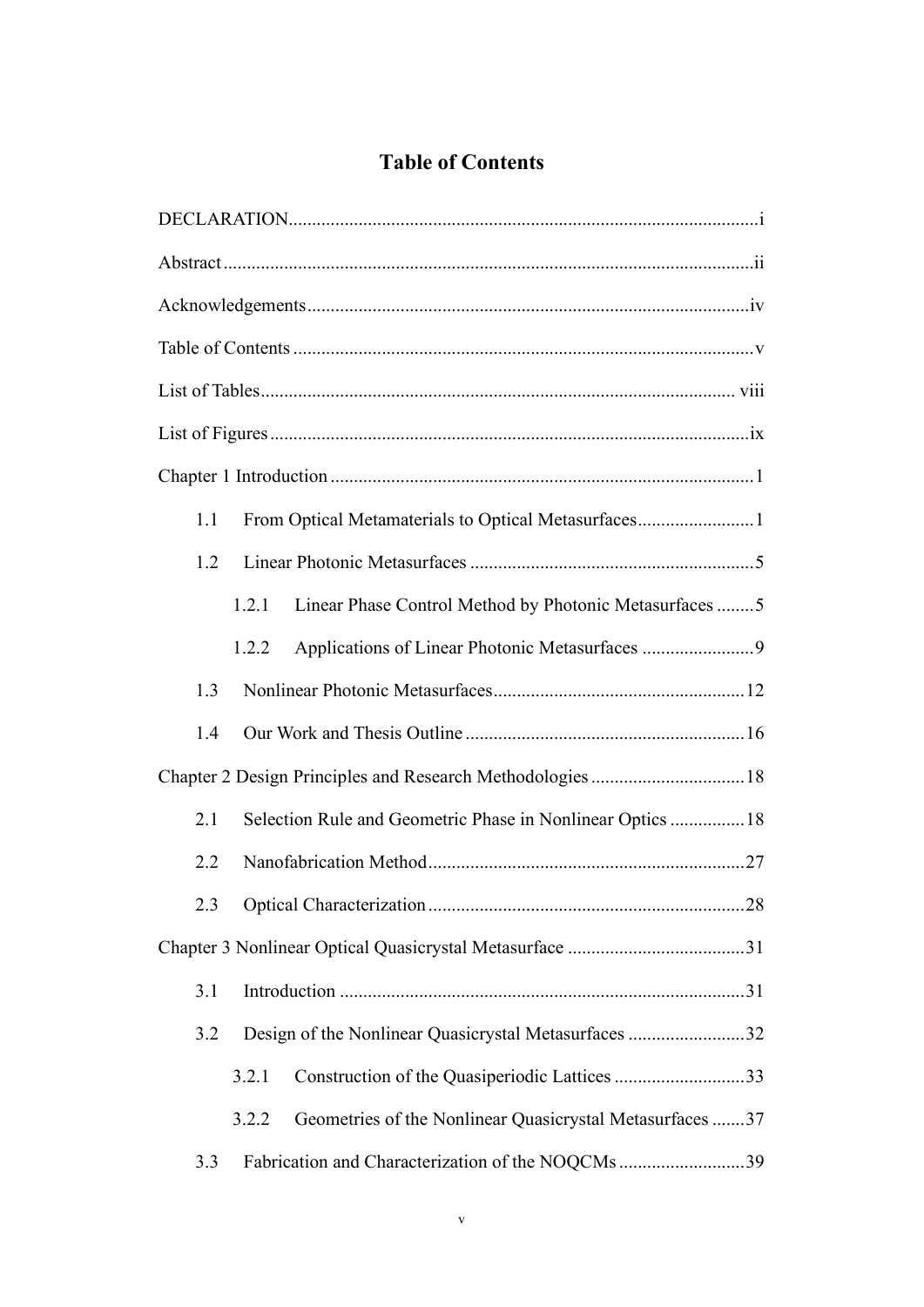# Table of Contents

DECLARATION ..... i

Abstract ..... ii

Acknowledgements ..... iv

Table of Contents ..... v

List of Tables ..... viii

List of Figures ..... ix

Chapter 1 Introduction ..... 1

- 1.1 From Optical Metamaterials to Optical Metasurfaces ..... 1
- 1.2 Linear Photonic Metasurfaces ..... 5
  - 1.2.1 Linear Phase Control Method by Photonic Metasurfaces ..... 5
  - 1.2.2 Applications of Linear Photonic Metasurfaces ..... 9
- 1.3 Nonlinear Photonic Metasurfaces ..... 12
- 1.4 Our Work and Thesis Outline ..... 16

Chapter 2 Design Principles and Research Methodologies ..... 18

- 2.1 Selection Rule and Geometric Phase in Nonlinear Optics ..... 18
- 2.2 Nanofabrication Method ..... 27
- 2.3 Optical Characterization ..... 28

Chapter 3 Nonlinear Optical Quasicrystal Metasurface ..... 31

- 3.1 Introduction ..... 31
- 3.2 Design of the Nonlinear Quasicrystal Metasurfaces ..... 32
  - 3.2.1 Construction of the Quasiperiodic Lattices ..... 33
  - 3.2.2 Geometries of the Nonlinear Quasicrystal Metasurfaces ..... 37
- 3.3 Fabrication and Characterization of the NOQCMs ..... 39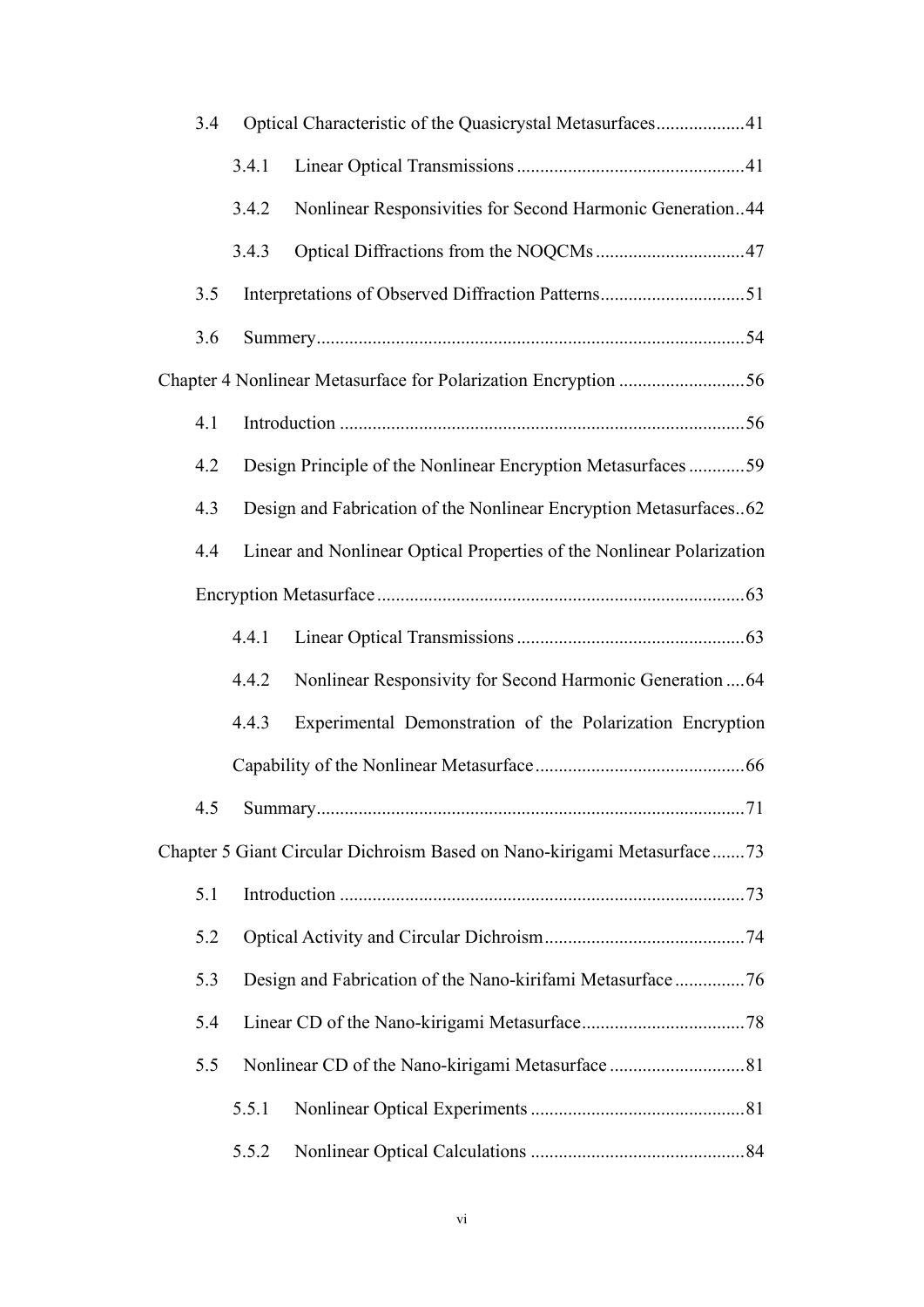3.4 Optical Characteristic of the Quasicrystal Metasurfaces...................41

3.4.1 Linear Optical Transmissions.................................................41

3.4.2 Nonlinear Responsivities for Second Harmonic Generation..44

3.4.3 Optical Diffractions from the NOQCMs................................47

3.5 Interpretations of Observed Diffraction Patterns...............................51

3.6 Summery...........................................................................................54

Chapter 4 Nonlinear Metasurface for Polarization Encryption ...........................56

4.1 Introduction ......................................................................................56

4.2 Design Principle of the Nonlinear Encryption Metasurfaces ............59

4.3 Design and Fabrication of the Nonlinear Encryption Metasurfaces..62

4.4 Linear and Nonlinear Optical Properties of the Nonlinear Polarization Encryption Metasurface..............................................................................63

4.4.1 Linear Optical Transmissions.................................................63

4.4.2 Nonlinear Responsivity for Second Harmonic Generation ....64

4.4.3 Experimental Demonstration of the Polarization Encryption Capability of the Nonlinear Metasurface.............................................66

4.5 Summary...........................................................................................71

Chapter 5 Giant Circular Dichroism Based on Nano-kirigami Metasurface.......73

5.1 Introduction ......................................................................................73

5.2 Optical Activity and Circular Dichroism...........................................74

5.3 Design and Fabrication of the Nano-kirifami Metasurface...............76

5.4 Linear CD of the Nano-kirigami Metasurface...................................78

5.5 Nonlinear CD of the Nano-kirigami Metasurface .............................81

5.5.1 Nonlinear Optical Experiments .............................................81

5.5.2 Nonlinear Optical Calculations .............................................84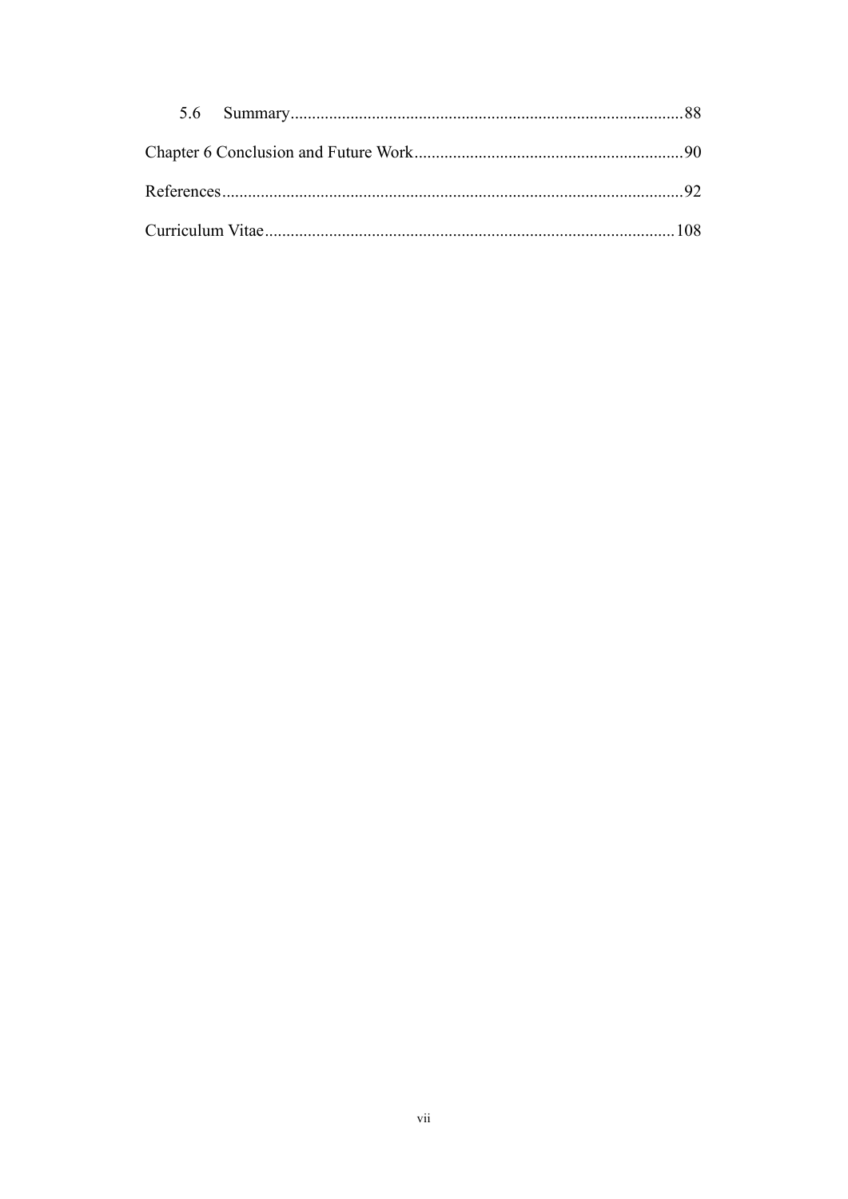5.6 Summary........................................................................................88

Chapter 6 Conclusion and Future Work...............................................................90

References...........................................................................................................92

Curriculum Vitae...............................................................................................108